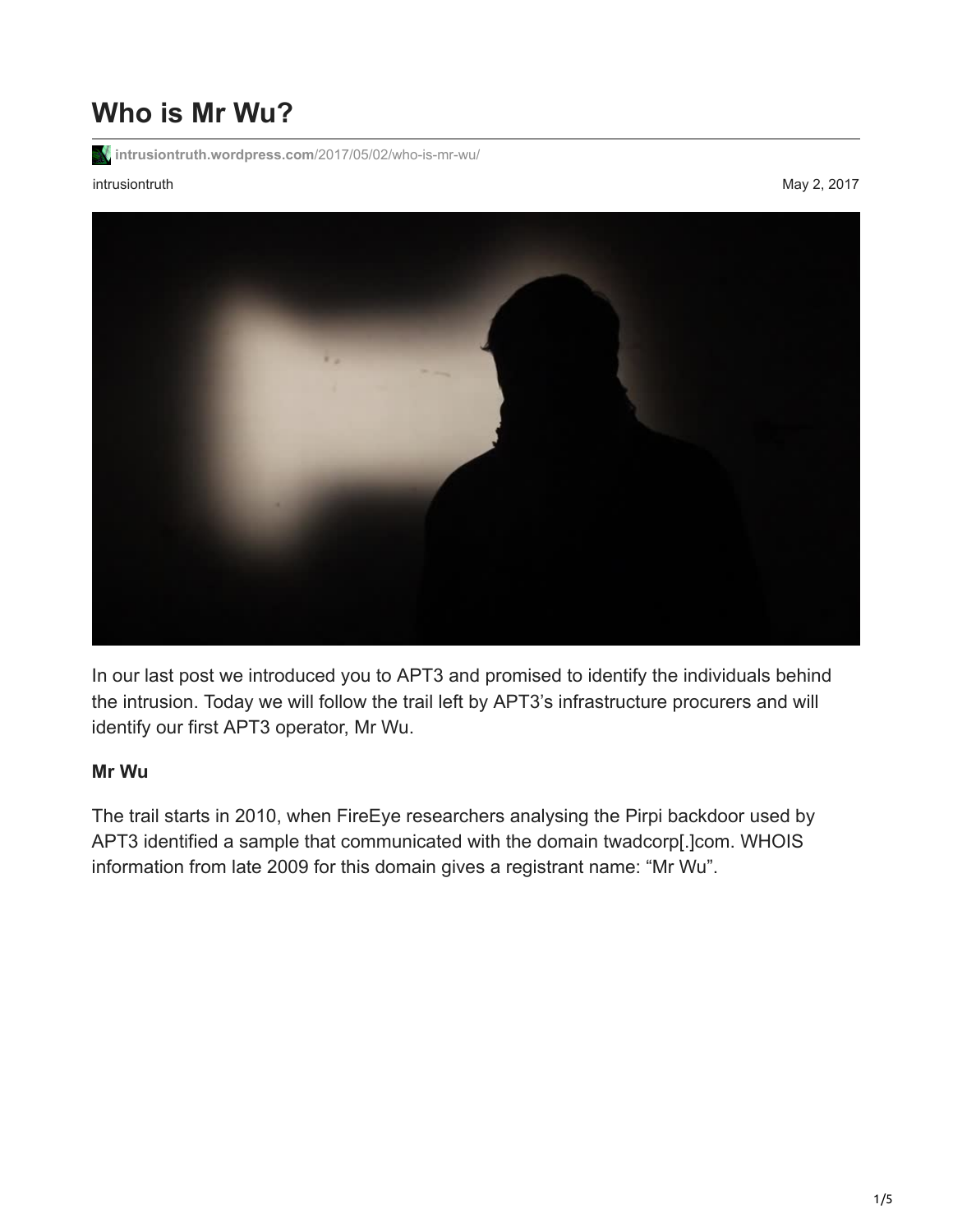# Who is Mr Wu?

intrusiontruth.wordpress.com/2017/05/02/who-is-mr-wu/

intrusiontruth

May 2, 2017

In our last post we introduced you to APT3 and promised to identify the individuals behind the intrusion. Today we will follow the trail left by APT3's infrastructure procurers and will identify our first APT3 operator, Mr Wu.

**Mr Wu**

The trail starts in 2010, when FireEye researchers analysing the Pirpi backdoor used by APT3 identified a sample that communicated with the domain twadcorp[.]com. WHOIS information from late 2009 for this domain gives a registrant name: "Mr Wu".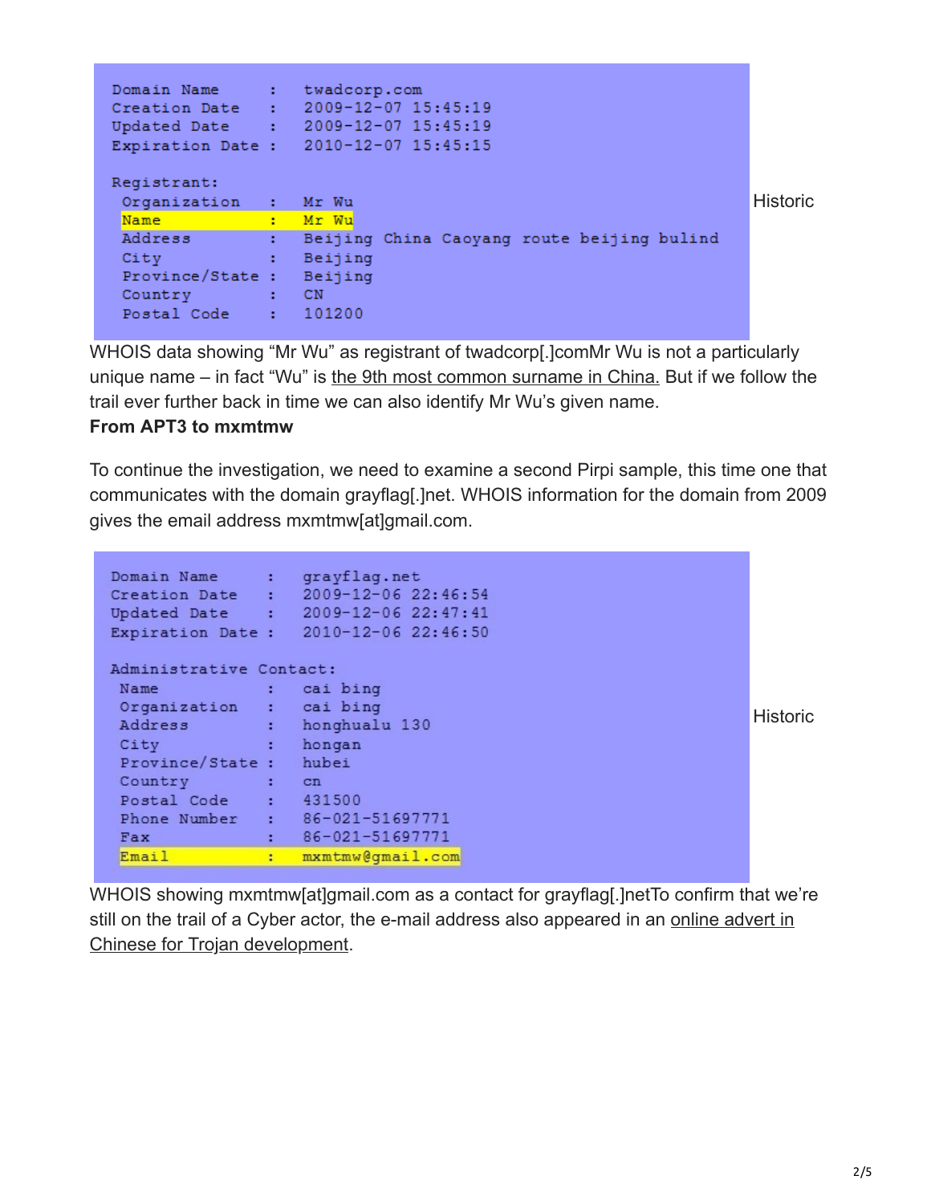```
Domain Name     :  twadcorp.com
Creation Date   :  2009-12-07 15:45:19
Updated Date    :  2009-12-07 15:45:19
Expiration Date :  2010-12-07 15:45:15

Registrant:
 Organization   :  Mr Wu
 Name           :  Mr Wu
 Address        :  Beijing China Caoyang route beijing bulind
 City           :  Beijing
 Province/State :  Beijing
 Country        :  CN
 Postal Code    :  101200
```

Historic

WHOIS data showing "Mr Wu" as registrant of twadcorp[.]comMr Wu is not a particularly unique name – in fact "Wu" is the 9th most common surname in China. But if we follow the trail ever further back in time we can also identify Mr Wu's given name.

**From APT3 to mxmtmw**

To continue the investigation, we need to examine a second Pirpi sample, this time one that communicates with the domain grayflag[.]net. WHOIS information for the domain from 2009 gives the email address mxmtmw[at]gmail.com.

```
Domain Name     :  grayflag.net
Creation Date   :  2009-12-06 22:46:54
Updated Date    :  2009-12-06 22:47:41
Expiration Date :  2010-12-06 22:46:50

Administrative Contact:
 Name           :  cai bing
 Organization   :  cai bing
 Address        :  honghualu 130
 City           :  hongan
 Province/State :  hubei
 Country        :  cn
 Postal Code    :  431500
 Phone Number   :  86-021-51697771
 Fax            :  86-021-51697771
 Email          :  mxmtmw@gmail.com
```

Historic

WHOIS showing mxmtmw[at]gmail.com as a contact for grayflag[.]netTo confirm that we're still on the trail of a Cyber actor, the e-mail address also appeared in an online advert in Chinese for Trojan development.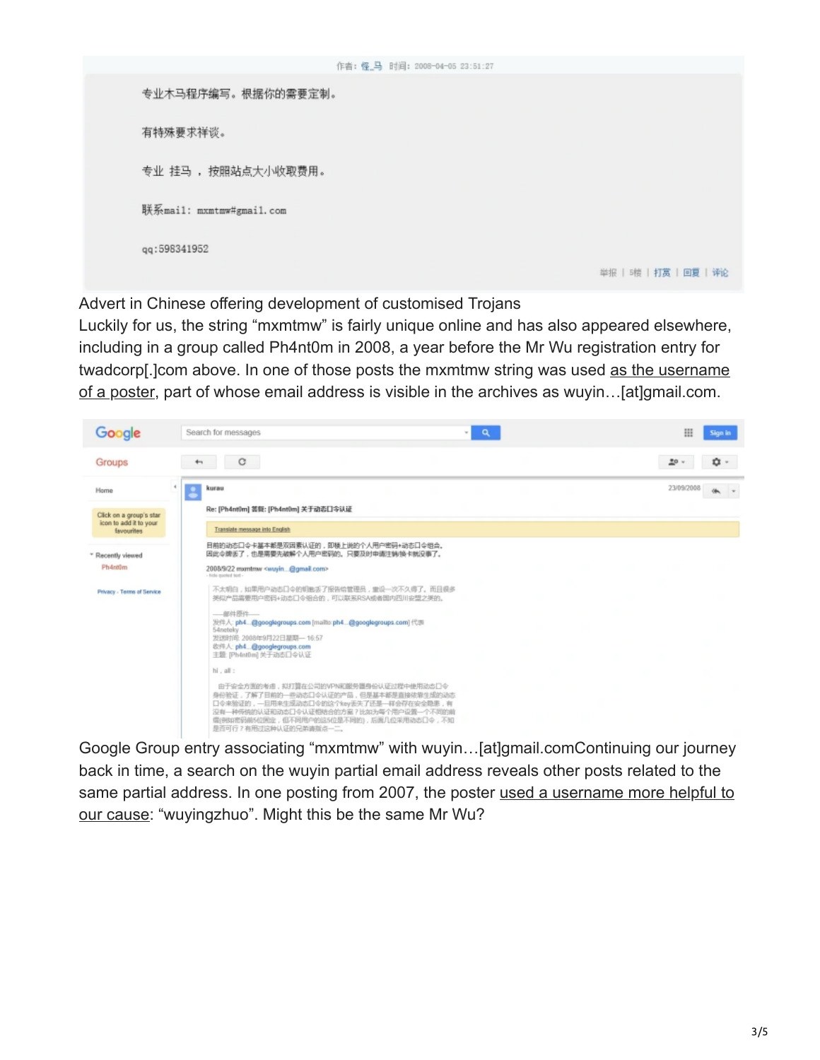作者：怪_马 时间：2008-04-05 23:51:27

专业木马程序编写。根据你的需要定制。

有特殊要求祥谈。

专业 挂马 ，按照站点大小收取费用。

联系mail: mxmtmw#gmail.com

qq:598341952

举报 | 5楼 | 打赏 | 回复 | 评论

Advert in Chinese offering development of customised Trojans

Luckily for us, the string “mxmtmw” is fairly unique online and has also appeared elsewhere, including in a group called Ph4nt0m in 2008, a year before the Mr Wu registration entry for twadcorp[.]com above. In one of those posts the mxmtmw string was used as the username of a poster, part of whose email address is visible in the archives as wuyin…[at]gmail.com.

Google Groups

kurau 23/09/2008

Re: [Ph4nt0m] 答复: [Ph4nt0m] 关于动态口令认证

Translate message into English

目前的动态口令卡基本都是双因素认证的，即楼上说的个人用户密码+动态口令组合。因此令牌丢了，也是需要先破解个人用户密码的。只要及时申请注销/换卡就没事了。

2008/9/22 mxmtmw <wuyin...@gmail.com>

不太明白，如果用户动态口令的钥匙丢了报告给管理员，重设一次不久得了。而且很多类似产品需要用户密码+动态口令组合的，可以联系RSA或者国内四川安盟之类的。

—–邮件原件—–
发件人: ph4...@googlegroups.com [mailto:ph4...@googlegroups.com] 代表 54netsky
发送时间: 2008年9月22日星期一 16:57
收件人: ph4...@googlegroups.com
主题: [Ph4nt0m] 关于动态口令认证

hi，all：

由于安全方面的考虑，拟打算在公司的VPN和服务器身份认证过程中使用动态口令身份验证，了解了目前的一些动态口令认证的产品，但是基本都是直接依靠生成的动态口令来验证的，一旦用来生成动态口令的这个key丢失了还是一样会存在安全隐患，有没有一种传统的认证和动态口令认证相结合的方案？比如为每个用户设置一个不同的前缀(例如密码前5位固定，但不同用户的这5位是不同的)，后面几位采用动态口令，不知是否可行？有用过这种认证的兄弟请指点一二。

Google Group entry associating “mxmtmw” with wuyin…[at]gmail.com

Continuing our journey back in time, a search on the wuyin partial email address reveals other posts related to the same partial address. In one posting from 2007, the poster used a username more helpful to our cause: “wuyingzhuo”. Might this be the same Mr Wu?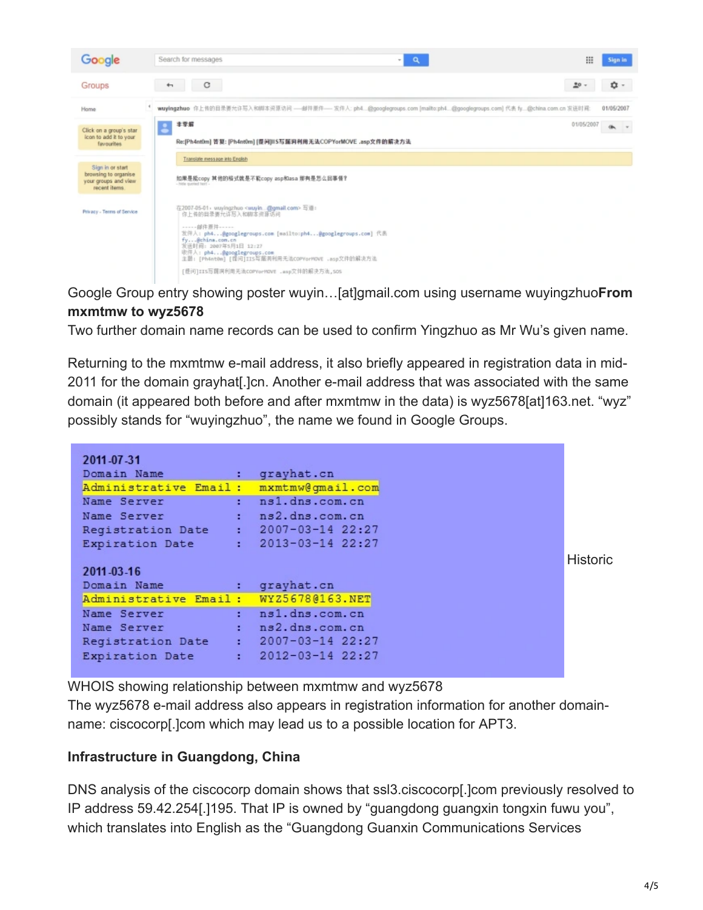Google Group entry showing poster wuyin…[at]gmail.com using username wuyingzhuo**From mxmtmw to wyz5678**

Two further domain name records can be used to confirm Yingzhuo as Mr Wu's given name.

Returning to the mxmtmw e-mail address, it also briefly appeared in registration data in mid-2011 for the domain grayhat[.]cn. Another e-mail address that was associated with the same domain (it appeared both before and after mxmtmw in the data) is wyz5678[at]163.net. "wyz" possibly stands for "wuyingzhuo", the name we found in Google Groups.

```
2011-07-31
Domain Name          :  grayhat.cn
Administrative Email :  mxmtmw@gmail.com
Name Server          :  ns1.dns.com.cn
Name Server          :  ns2.dns.com.cn
Registration Date    :  2007-03-14 22:27
Expiration Date      :  2013-03-14 22:27

2011-03-16
Domain Name          :  grayhat.cn
Administrative Email :  WYZ5678@163.NET
Name Server          :  ns1.dns.com.cn
Name Server          :  ns2.dns.com.cn
Registration Date    :  2007-03-14 22:27
Expiration Date      :  2012-03-14 22:27
```

Historic WHOIS showing relationship between mxmtmw and wyz5678

The wyz5678 e-mail address also appears in registration information for another domain-name: ciscocorp[.]com which may lead us to a possible location for APT3.

**Infrastructure in Guangdong, China**

DNS analysis of the ciscocorp domain shows that ssl3.ciscocorp[.]com previously resolved to IP address 59.42.254[.]195. That IP is owned by "guangdong guangxin tongxin fuwu you", which translates into English as the "Guangdong Guanxin Communications Services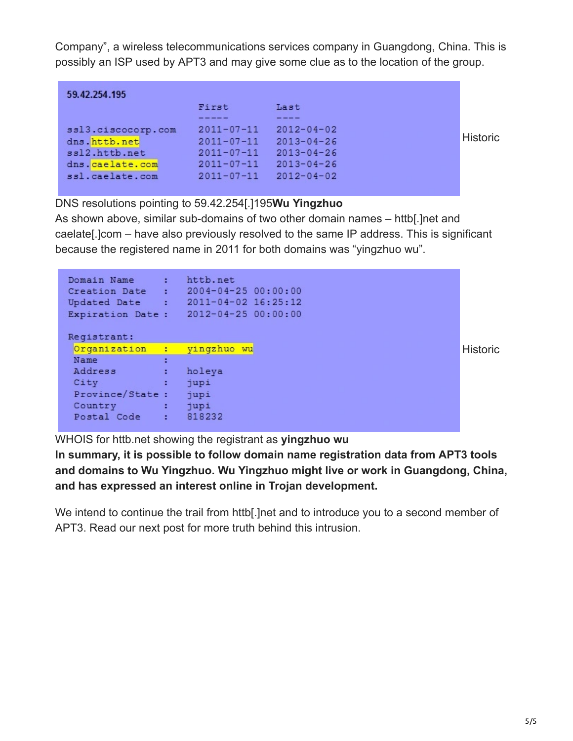Company", a wireless telecommunications services company in Guangdong, China. This is possibly an ISP used by APT3 and may give some clue as to the location of the group.

```
59.42.254.195
                    First        Last
                    -----        ----
ssl3.ciscocorp.com  2011-07-11   2012-04-02
dns.inttb.net       2011-07-11   2013-04-26
ssl2.httb.net       2011-07-11   2013-04-26
dns.caelate.com     2011-07-11   2013-04-26
ssl.caelate.com     2011-07-11   2012-04-02
```

Historic

DNS resolutions pointing to 59.42.254[.]195**Wu Yingzhuo**

As shown above, similar sub-domains of two other domain names – httb[.]net and caelate[.]com – have also previously resolved to the same IP address. This is significant because the registered name in 2011 for both domains was "yingzhuo wu".

```
Domain Name     :   httb.net
Creation Date   :   2004-04-25 00:00:00
Updated Date    :   2011-04-02 16:25:12
Expiration Date :   2012-04-25 00:00:00

Registrant:
 Organization   :   yingzhuo wu
 Name           :
 Address        :   holeya
 City           :   jupi
 Province/State :   jupi
 Country        :   jupi
 Postal Code    :   818232
```

Historic

WHOIS for httb.net showing the registrant as **yingzhuo wu**

**In summary, it is possible to follow domain name registration data from APT3 tools and domains to Wu Yingzhuo. Wu Yingzhuo might live or work in Guangdong, China, and has expressed an interest online in Trojan development.**

We intend to continue the trail from httb[.]net and to introduce you to a second member of APT3. Read our next post for more truth behind this intrusion.